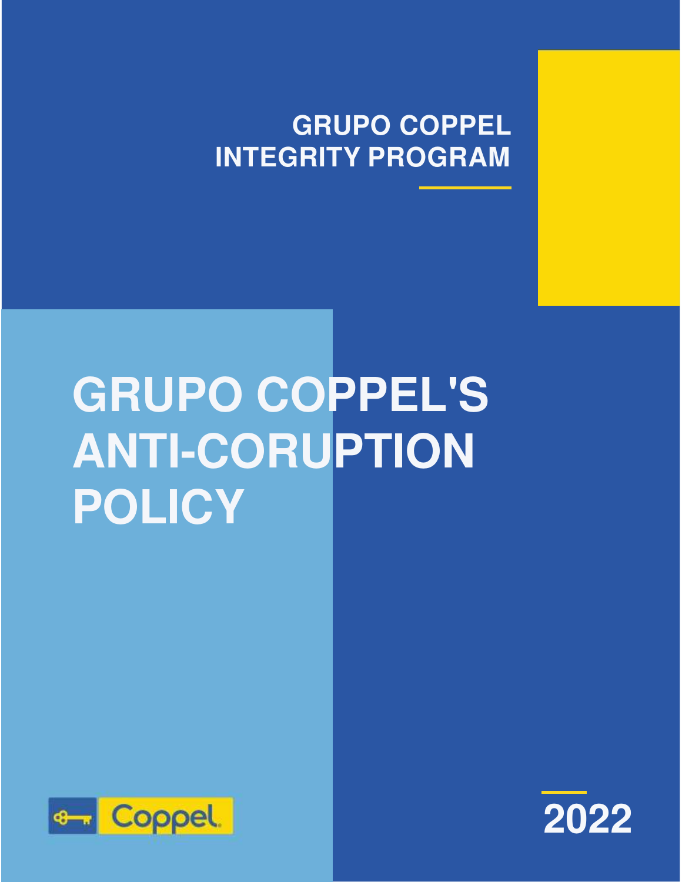GRUPO COPPEL
INTEGRITY PROGRAM

# GRUPO COPPEL'S ANTI-CORUPTION POLICY

Coppel

2022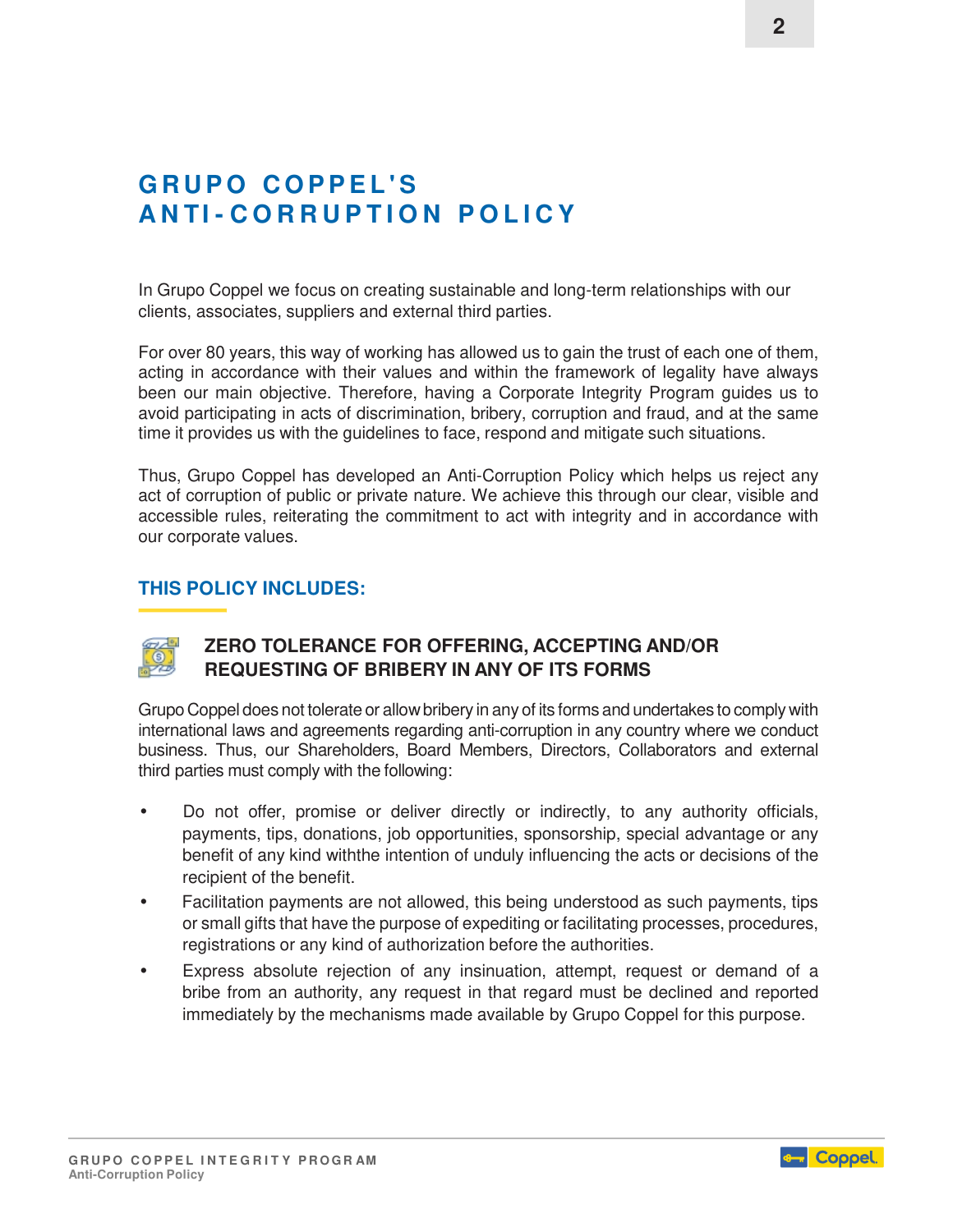# GRUPO COPPEL'S ANTI-CORRUPTION POLICY

In Grupo Coppel we focus on creating sustainable and long-term relationships with our clients, associates, suppliers and external third parties.

For over 80 years, this way of working has allowed us to gain the trust of each one of them, acting in accordance with their values and within the framework of legality have always been our main objective. Therefore, having a Corporate Integrity Program guides us to avoid participating in acts of discrimination, bribery, corruption and fraud, and at the same time it provides us with the guidelines to face, respond and mitigate such situations.

Thus, Grupo Coppel has developed an Anti-Corruption Policy which helps us reject any act of corruption of public or private nature. We achieve this through our clear, visible and accessible rules, reiterating the commitment to act with integrity and in accordance with our corporate values.

## THIS POLICY INCLUDES:

### ZERO TOLERANCE FOR OFFERING, ACCEPTING AND/OR REQUESTING OF BRIBERY IN ANY OF ITS FORMS

Grupo Coppel does not tolerate or allow bribery in any of its forms and undertakes to comply with international laws and agreements regarding anti-corruption in any country where we conduct business. Thus, our Shareholders, Board Members, Directors, Collaborators and external third parties must comply with the following:

- Do not offer, promise or deliver directly or indirectly, to any authority officials, payments, tips, donations, job opportunities, sponsorship, special advantage or any benefit of any kind withthe intention of unduly influencing the acts or decisions of the recipient of the benefit.
- Facilitation payments are not allowed, this being understood as such payments, tips or small gifts that have the purpose of expediting or facilitating processes, procedures, registrations or any kind of authorization before the authorities.
- Express absolute rejection of any insinuation, attempt, request or demand of a bribe from an authority, any request in that regard must be declined and reported immediately by the mechanisms made available by Grupo Coppel for this purpose.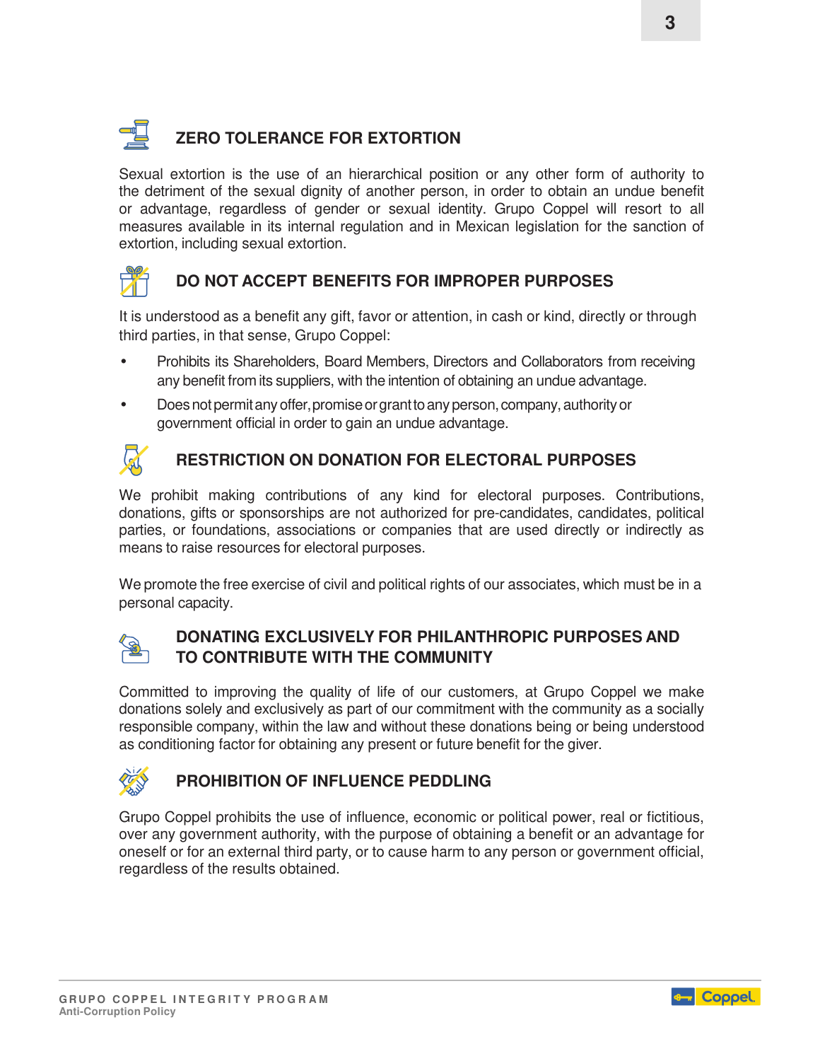## ZERO TOLERANCE FOR EXTORTION

Sexual extortion is the use of an hierarchical position or any other form of authority to the detriment of the sexual dignity of another person, in order to obtain an undue benefit or advantage, regardless of gender or sexual identity. Grupo Coppel will resort to all measures available in its internal regulation and in Mexican legislation for the sanction of extortion, including sexual extortion.

## DO NOT ACCEPT BENEFITS FOR IMPROPER PURPOSES

It is understood as a benefit any gift, favor or attention, in cash or kind, directly or through third parties, in that sense, Grupo Coppel:

- Prohibits its Shareholders, Board Members, Directors and Collaborators from receiving any benefit from its suppliers, with the intention of obtaining an undue advantage.
- Does not permit any offer, promise or grant to any person, company, authority or government official in order to gain an undue advantage.

## RESTRICTION ON DONATION FOR ELECTORAL PURPOSES

We prohibit making contributions of any kind for electoral purposes. Contributions, donations, gifts or sponsorships are not authorized for pre-candidates, candidates, political parties, or foundations, associations or companies that are used directly or indirectly as means to raise resources for electoral purposes.

We promote the free exercise of civil and political rights of our associates, which must be in a personal capacity.

## DONATING EXCLUSIVELY FOR PHILANTHROPIC PURPOSES AND TO CONTRIBUTE WITH THE COMMUNITY

Committed to improving the quality of life of our customers, at Grupo Coppel we make donations solely and exclusively as part of our commitment with the community as a socially responsible company, within the law and without these donations being or being understood as conditioning factor for obtaining any present or future benefit for the giver.

## PROHIBITION OF INFLUENCE PEDDLING

Grupo Coppel prohibits the use of influence, economic or political power, real or fictitious, over any government authority, with the purpose of obtaining a benefit or an advantage for oneself or for an external third party, or to cause harm to any person or government official, regardless of the results obtained.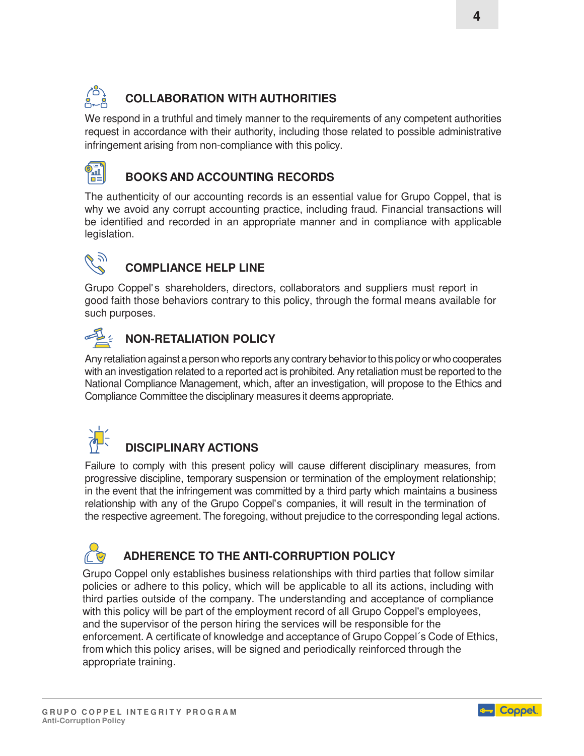## COLLABORATION WITH AUTHORITIES

We respond in a truthful and timely manner to the requirements of any competent authorities request in accordance with their authority, including those related to possible administrative infringement arising from non-compliance with this policy.

## BOOKS AND ACCOUNTING RECORDS

The authenticity of our accounting records is an essential value for Grupo Coppel, that is why we avoid any corrupt accounting practice, including fraud. Financial transactions will be identified and recorded in an appropriate manner and in compliance with applicable legislation.

## COMPLIANCE HELP LINE

Grupo Coppel's shareholders, directors, collaborators and suppliers must report in good faith those behaviors contrary to this policy, through the formal means available for such purposes.

## NON-RETALIATION POLICY

Any retaliation against a person who reports any contrary behavior to this policy or who cooperates with an investigation related to a reported act is prohibited. Any retaliation must be reported to the National Compliance Management, which, after an investigation, will propose to the Ethics and Compliance Committee the disciplinary measures it deems appropriate.

## DISCIPLINARY ACTIONS

Failure to comply with this present policy will cause different disciplinary measures, from progressive discipline, temporary suspension or termination of the employment relationship; in the event that the infringement was committed by a third party which maintains a business relationship with any of the Grupo Coppel's companies, it will result in the termination of the respective agreement. The foregoing, without prejudice to the corresponding legal actions.

## ADHERENCE TO THE ANTI-CORRUPTION POLICY

Grupo Coppel only establishes business relationships with third parties that follow similar policies or adhere to this policy, which will be applicable to all its actions, including with third parties outside of the company. The understanding and acceptance of compliance with this policy will be part of the employment record of all Grupo Coppel's employees, and the supervisor of the person hiring the services will be responsible for the enforcement. A certificate of knowledge and acceptance of Grupo Coppel´s Code of Ethics, from which this policy arises, will be signed and periodically reinforced through the appropriate training.